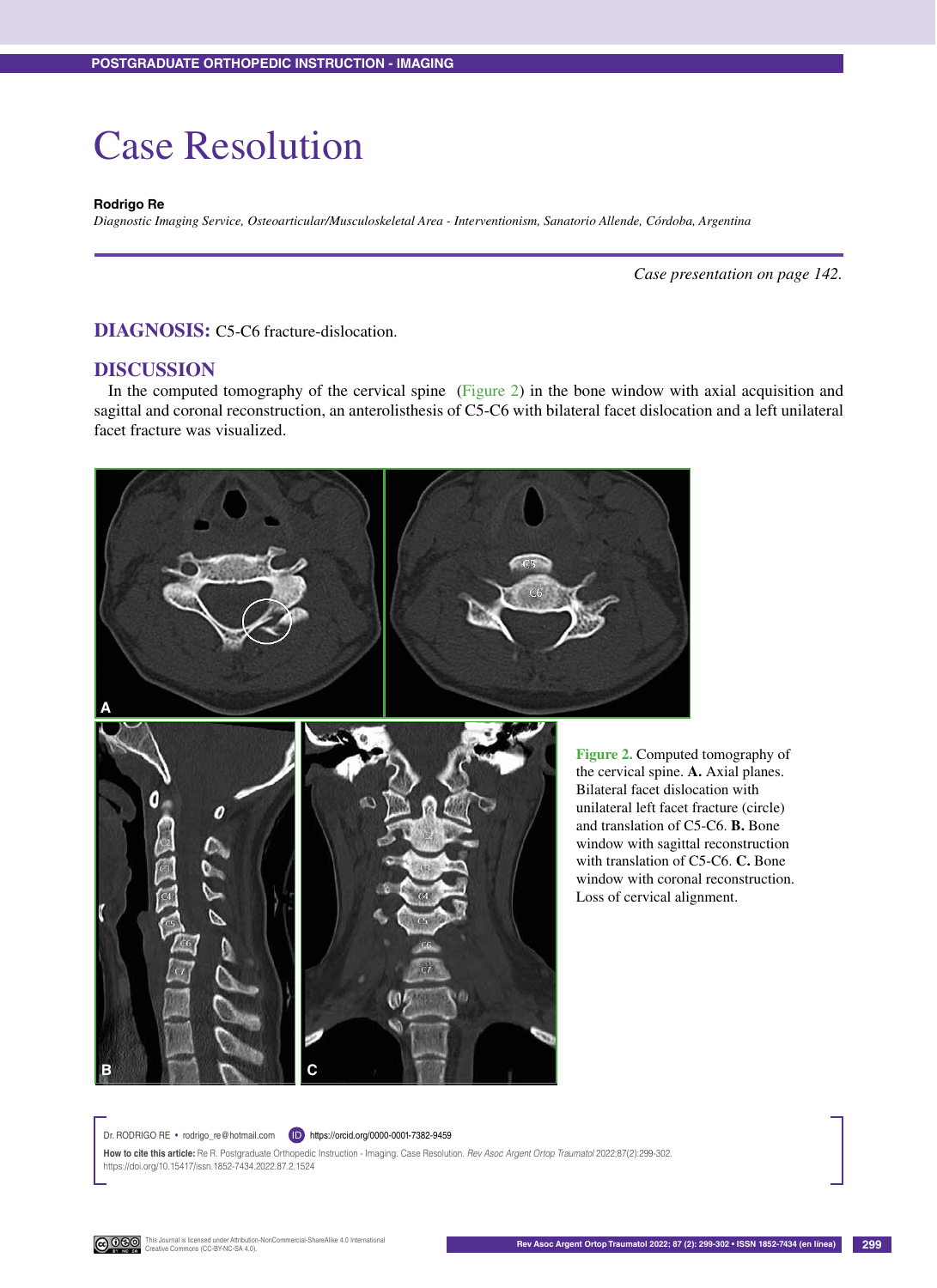# Case Resolution

**Rodrigo Re**

*Diagnostic Imaging Service, Osteoarticular/Musculoskeletal Area - Interventionism, Sanatorio Allende, Córdoba, Argentina*

*Case presentation on page 142.*

## DIAGNOSIS: C5-C6 fracture-dislocation.

## DISCUSSION

In the computed tomography of the cervical spine (Figure 2) in the bone window with axial acquisition and sagittal and coronal reconstruction, an anterolisthesis of C5-C6 with bilateral facet dislocation and a left unilateral facet fracture was visualized.

**Figure 2.** Computed tomography of the cervical spine. **A.** Axial planes. Bilateral facet dislocation with unilateral left facet fracture (circle) and translation of C5-C6. **B.** Bone window with sagittal reconstruction with translation of C5-C6. **C.** Bone window with coronal reconstruction. Loss of cervical alignment.

Dr. RODRIGO RE • rodrigo_re@hotmail.com https://orcid.org/0000-0001-7382-9459

**How to cite this article:** Re R. Postgraduate Orthopedic Instruction - Imaging. Case Resolution. *Rev Asoc Argent Ortop Traumatol* 2022;87(2):299-302. https://doi.org/10.15417/issn.1852-7434.2022.87.2.1524

This Journal is licensed under Attribution-NonCommercial-ShareAlike 4.0 International Creative Commons (CC-BY-NC-SA 4.0).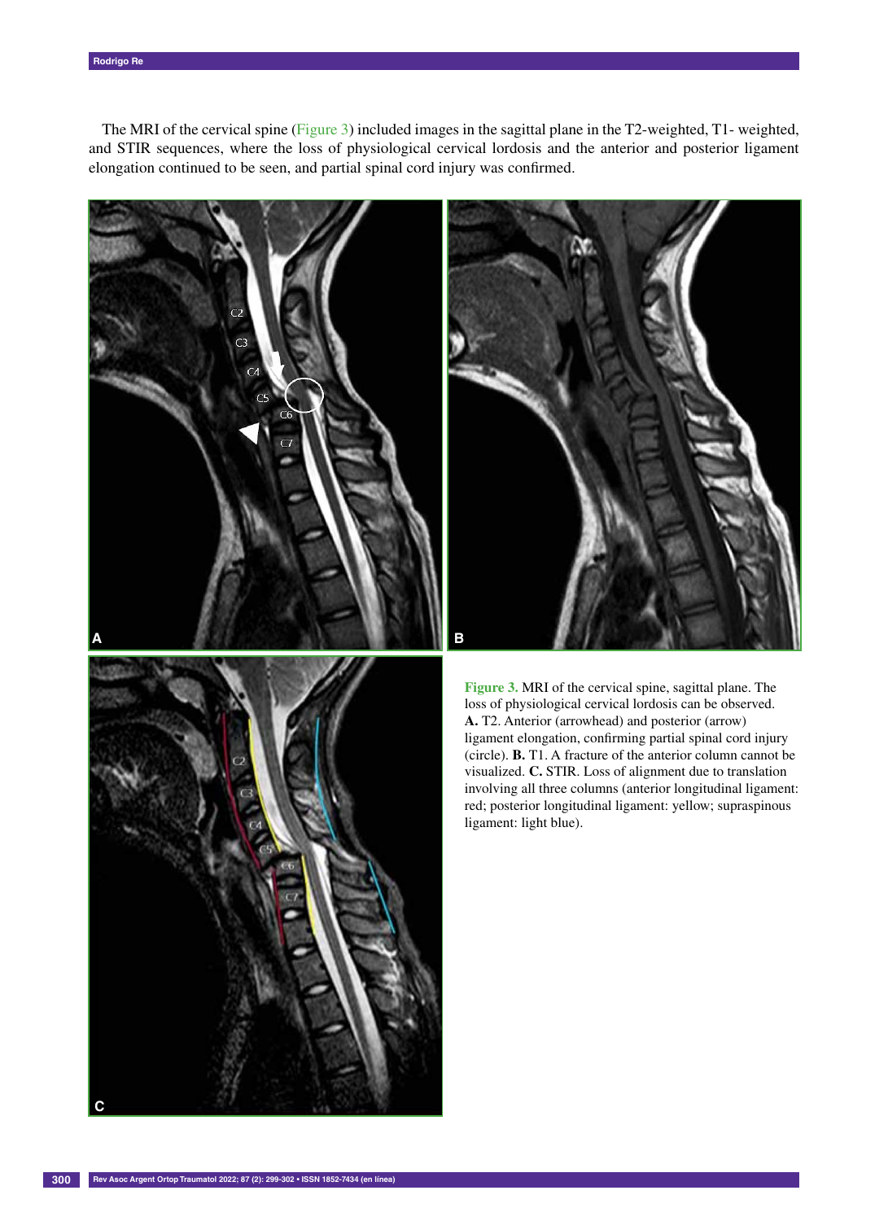The MRI of the cervical spine (Figure 3) included images in the sagittal plane in the T2-weighted, T1- weighted, and STIR sequences, where the loss of physiological cervical lordosis and the anterior and posterior ligament elongation continued to be seen, and partial spinal cord injury was confirmed.

**Figure 3.** MRI of the cervical spine, sagittal plane. The loss of physiological cervical lordosis can be observed. **A.** T2. Anterior (arrowhead) and posterior (arrow) ligament elongation, confirming partial spinal cord injury (circle). **B.** T1. A fracture of the anterior column cannot be visualized. **C.** STIR. Loss of alignment due to translation involving all three columns (anterior longitudinal ligament: red; posterior longitudinal ligament: yellow; supraspinous ligament: light blue).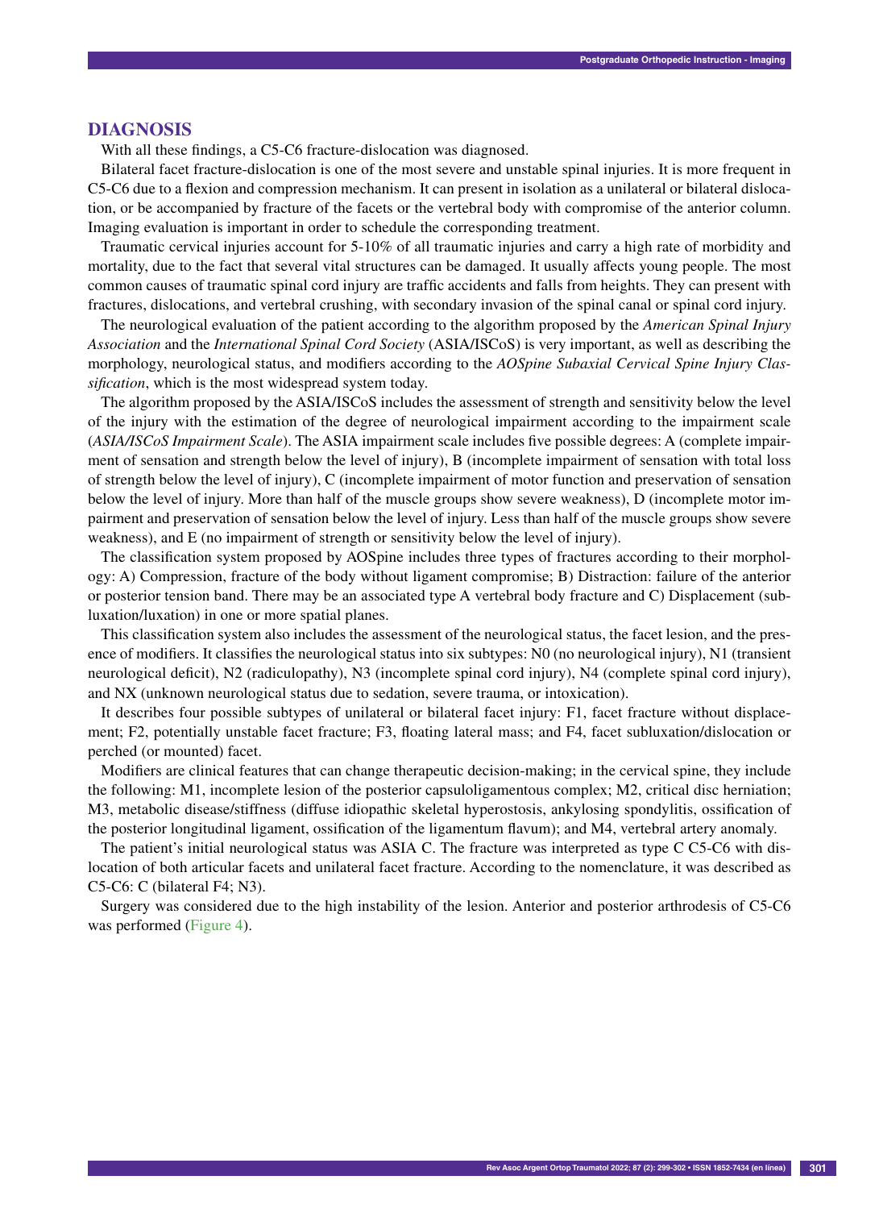## DIAGNOSIS

With all these findings, a C5-C6 fracture-dislocation was diagnosed.

Bilateral facet fracture-dislocation is one of the most severe and unstable spinal injuries. It is more frequent in C5-C6 due to a flexion and compression mechanism. It can present in isolation as a unilateral or bilateral dislocation, or be accompanied by fracture of the facets or the vertebral body with compromise of the anterior column. Imaging evaluation is important in order to schedule the corresponding treatment.

Traumatic cervical injuries account for 5-10% of all traumatic injuries and carry a high rate of morbidity and mortality, due to the fact that several vital structures can be damaged. It usually affects young people. The most common causes of traumatic spinal cord injury are traffic accidents and falls from heights. They can present with fractures, dislocations, and vertebral crushing, with secondary invasion of the spinal canal or spinal cord injury.

The neurological evaluation of the patient according to the algorithm proposed by the *American Spinal Injury Association* and the *International Spinal Cord Society* (ASIA/ISCoS) is very important, as well as describing the morphology, neurological status, and modifiers according to the *AOSpine Subaxial Cervical Spine Injury Classification*, which is the most widespread system today.

The algorithm proposed by the ASIA/ISCoS includes the assessment of strength and sensitivity below the level of the injury with the estimation of the degree of neurological impairment according to the impairment scale (*ASIA/ISCoS Impairment Scale*). The ASIA impairment scale includes five possible degrees: A (complete impairment of sensation and strength below the level of injury), B (incomplete impairment of sensation with total loss of strength below the level of injury), C (incomplete impairment of motor function and preservation of sensation below the level of injury. More than half of the muscle groups show severe weakness), D (incomplete motor impairment and preservation of sensation below the level of injury. Less than half of the muscle groups show severe weakness), and E (no impairment of strength or sensitivity below the level of injury).

The classification system proposed by AOSpine includes three types of fractures according to their morphology: A) Compression, fracture of the body without ligament compromise; B) Distraction: failure of the anterior or posterior tension band. There may be an associated type A vertebral body fracture and C) Displacement (subluxation/luxation) in one or more spatial planes.

This classification system also includes the assessment of the neurological status, the facet lesion, and the presence of modifiers. It classifies the neurological status into six subtypes: N0 (no neurological injury), N1 (transient neurological deficit), N2 (radiculopathy), N3 (incomplete spinal cord injury), N4 (complete spinal cord injury), and NX (unknown neurological status due to sedation, severe trauma, or intoxication).

It describes four possible subtypes of unilateral or bilateral facet injury: F1, facet fracture without displacement; F2, potentially unstable facet fracture; F3, floating lateral mass; and F4, facet subluxation/dislocation or perched (or mounted) facet.

Modifiers are clinical features that can change therapeutic decision-making; in the cervical spine, they include the following: M1, incomplete lesion of the posterior capsuloligamentous complex; M2, critical disc herniation; M3, metabolic disease/stiffness (diffuse idiopathic skeletal hyperostosis, ankylosing spondylitis, ossification of the posterior longitudinal ligament, ossification of the ligamentum flavum); and M4, vertebral artery anomaly.

The patient's initial neurological status was ASIA C. The fracture was interpreted as type C C5-C6 with dislocation of both articular facets and unilateral facet fracture. According to the nomenclature, it was described as C5-C6: C (bilateral F4; N3).

Surgery was considered due to the high instability of the lesion. Anterior and posterior arthrodesis of C5-C6 was performed (Figure 4).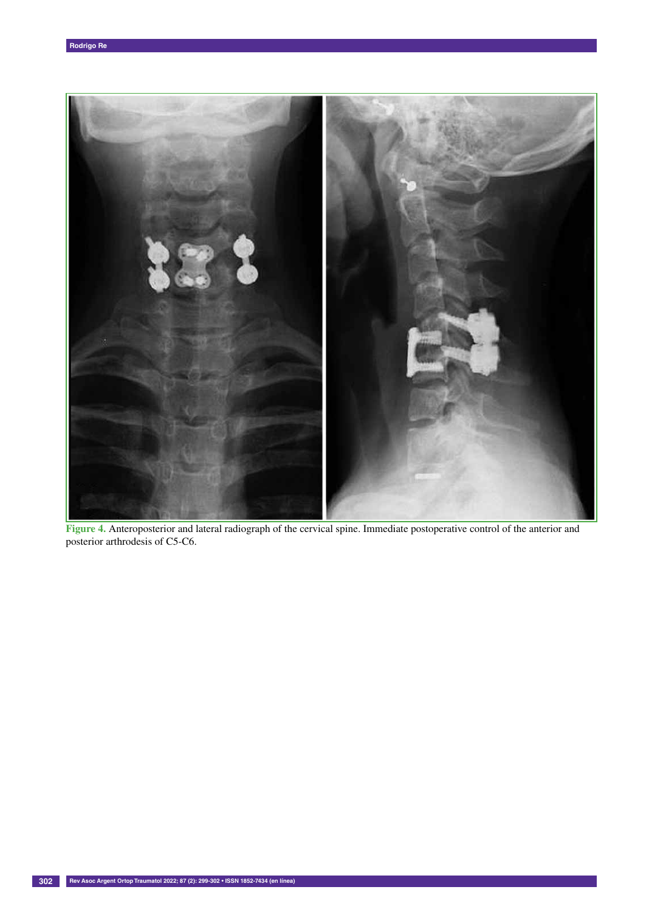Figure 4. Anteroposterior and lateral radiograph of the cervical spine. Immediate postoperative control of the anterior and posterior arthrodesis of C5-C6.